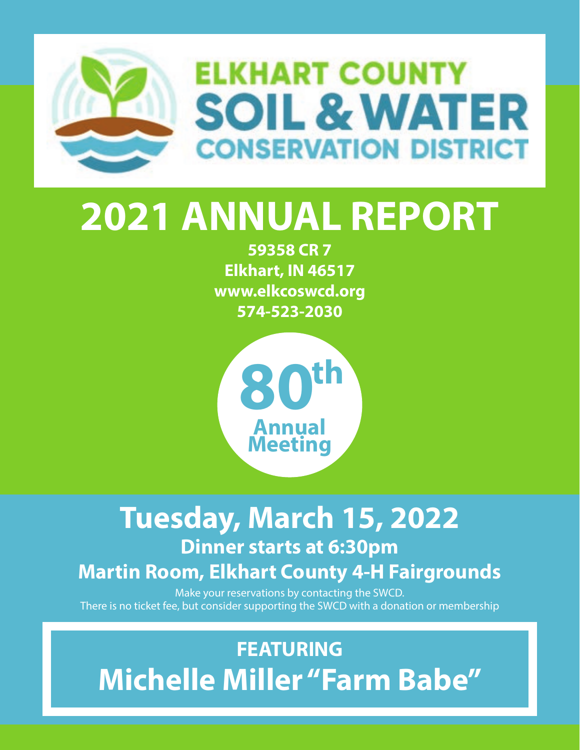# ELKHART COUNTY SOIL & WATER CONSERVATION DISTRICT

# 2021 ANNUAL REPORT

**59358 CR 7**
**Elkhart, IN 46517**
**www.elkcoswcd.org**
**574-523-2030**

**80th Annual Meeting**

## Tuesday, March 15, 2022

### Dinner starts at 6:30pm

### Martin Room, Elkhart County 4-H Fairgrounds

Make your reservations by contacting the SWCD.
There is no ticket fee, but consider supporting the SWCD with a donation or membership

**FEATURING**

## Michelle Miller "Farm Babe"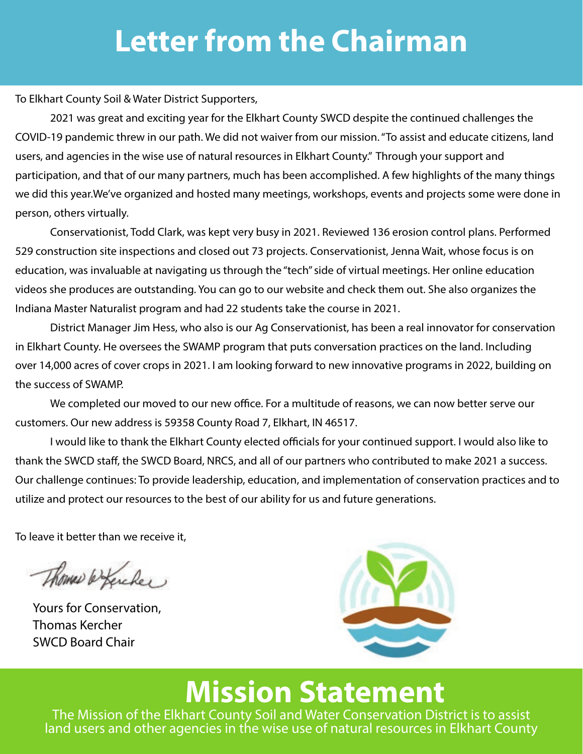# Letter from the Chairman

To Elkhart County Soil & Water District Supporters,

2021 was great and exciting year for the Elkhart County SWCD despite the continued challenges the COVID-19 pandemic threw in our path. We did not waiver from our mission. "To assist and educate citizens, land users, and agencies in the wise use of natural resources in Elkhart County." Through your support and participation, and that of our many partners, much has been accomplished. A few highlights of the many things we did this year.We've organized and hosted many meetings, workshops, events and projects some were done in person, others virtually.

Conservationist, Todd Clark, was kept very busy in 2021. Reviewed 136 erosion control plans. Performed 529 construction site inspections and closed out 73 projects. Conservationist, Jenna Wait, whose focus is on education, was invaluable at navigating us through the "tech" side of virtual meetings. Her online education videos she produces are outstanding. You can go to our website and check them out. She also organizes the Indiana Master Naturalist program and had 22 students take the course in 2021.

District Manager Jim Hess, who also is our Ag Conservationist, has been a real innovator for conservation in Elkhart County. He oversees the SWAMP program that puts conversation practices on the land. Including over 14,000 acres of cover crops in 2021. I am looking forward to new innovative programs in 2022, building on the success of SWAMP.

We completed our moved to our new office. For a multitude of reasons, we can now better serve our customers. Our new address is 59358 County Road 7, Elkhart, IN 46517.

I would like to thank the Elkhart County elected officials for your continued support. I would also like to thank the SWCD staff, the SWCD Board, NRCS, and all of our partners who contributed to make 2021 a success. Our challenge continues: To provide leadership, education, and implementation of conservation practices and to utilize and protect our resources to the best of our ability for us and future generations.

To leave it better than we receive it,

Yours for Conservation,
Thomas Kercher
SWCD Board Chair

# Mission Statement

The Mission of the Elkhart County Soil and Water Conservation District is to assist land users and other agencies in the wise use of natural resources in Elkhart County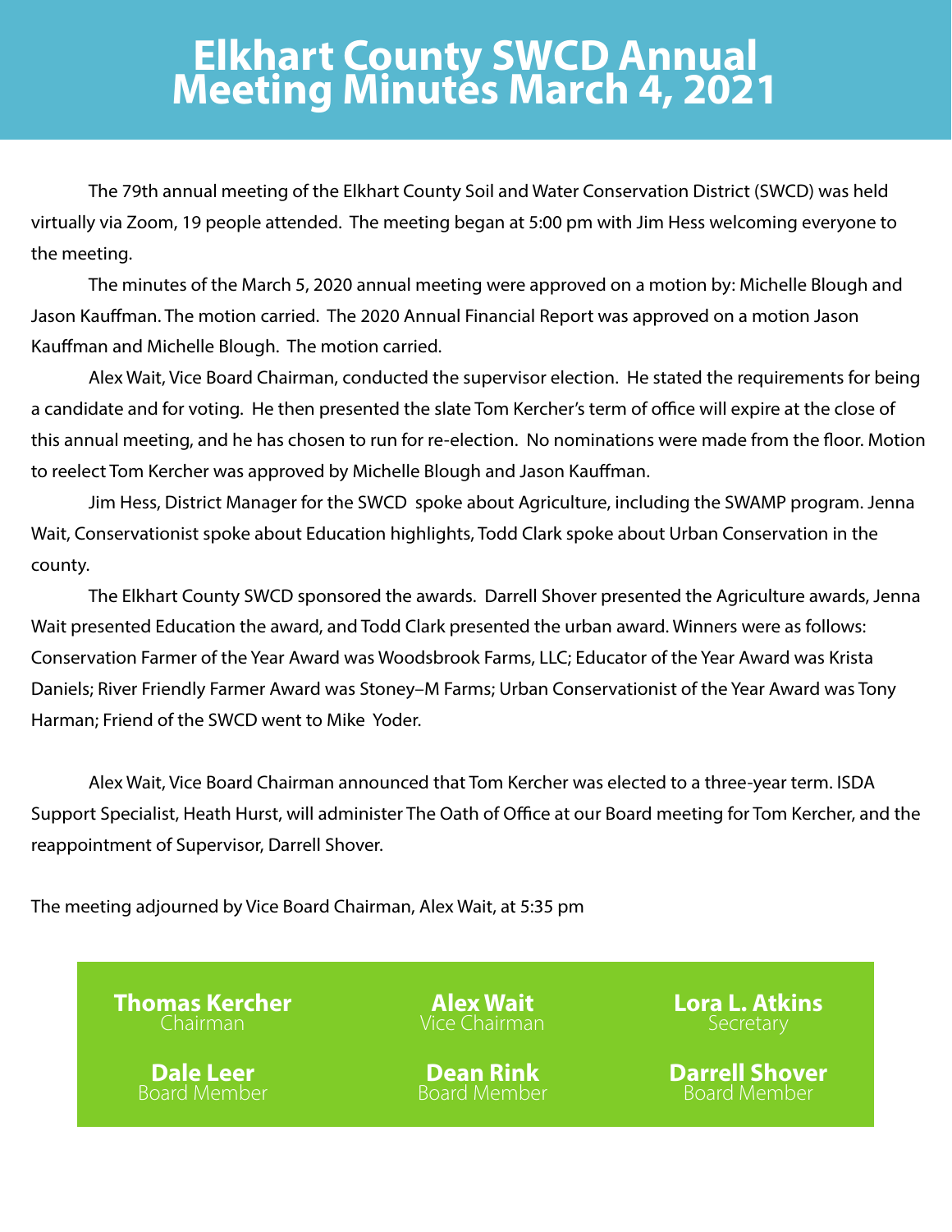# Elkhart County SWCD Annual Meeting Minutes March 4, 2021

The 79th annual meeting of the Elkhart County Soil and Water Conservation District (SWCD) was held virtually via Zoom, 19 people attended. The meeting began at 5:00 pm with Jim Hess welcoming everyone to the meeting.

The minutes of the March 5, 2020 annual meeting were approved on a motion by: Michelle Blough and Jason Kauffman. The motion carried. The 2020 Annual Financial Report was approved on a motion Jason Kauffman and Michelle Blough. The motion carried.

Alex Wait, Vice Board Chairman, conducted the supervisor election. He stated the requirements for being a candidate and for voting. He then presented the slate Tom Kercher's term of office will expire at the close of this annual meeting, and he has chosen to run for re-election. No nominations were made from the floor. Motion to reelect Tom Kercher was approved by Michelle Blough and Jason Kauffman.

Jim Hess, District Manager for the SWCD spoke about Agriculture, including the SWAMP program. Jenna Wait, Conservationist spoke about Education highlights, Todd Clark spoke about Urban Conservation in the county.

The Elkhart County SWCD sponsored the awards. Darrell Shover presented the Agriculture awards, Jenna Wait presented Education the award, and Todd Clark presented the urban award. Winners were as follows: Conservation Farmer of the Year Award was Woodsbrook Farms, LLC; Educator of the Year Award was Krista Daniels; River Friendly Farmer Award was Stoney–M Farms; Urban Conservationist of the Year Award was Tony Harman; Friend of the SWCD went to Mike Yoder.

Alex Wait, Vice Board Chairman announced that Tom Kercher was elected to a three-year term. ISDA Support Specialist, Heath Hurst, will administer The Oath of Office at our Board meeting for Tom Kercher, and the reappointment of Supervisor, Darrell Shover.

The meeting adjourned by Vice Board Chairman, Alex Wait, at 5:35 pm

**Thomas Kercher**
Chairman

**Alex Wait**
Vice Chairman

**Lora L. Atkins**
Secretary

**Dale Leer**
Board Member

**Dean Rink**
Board Member

**Darrell Shover**
Board Member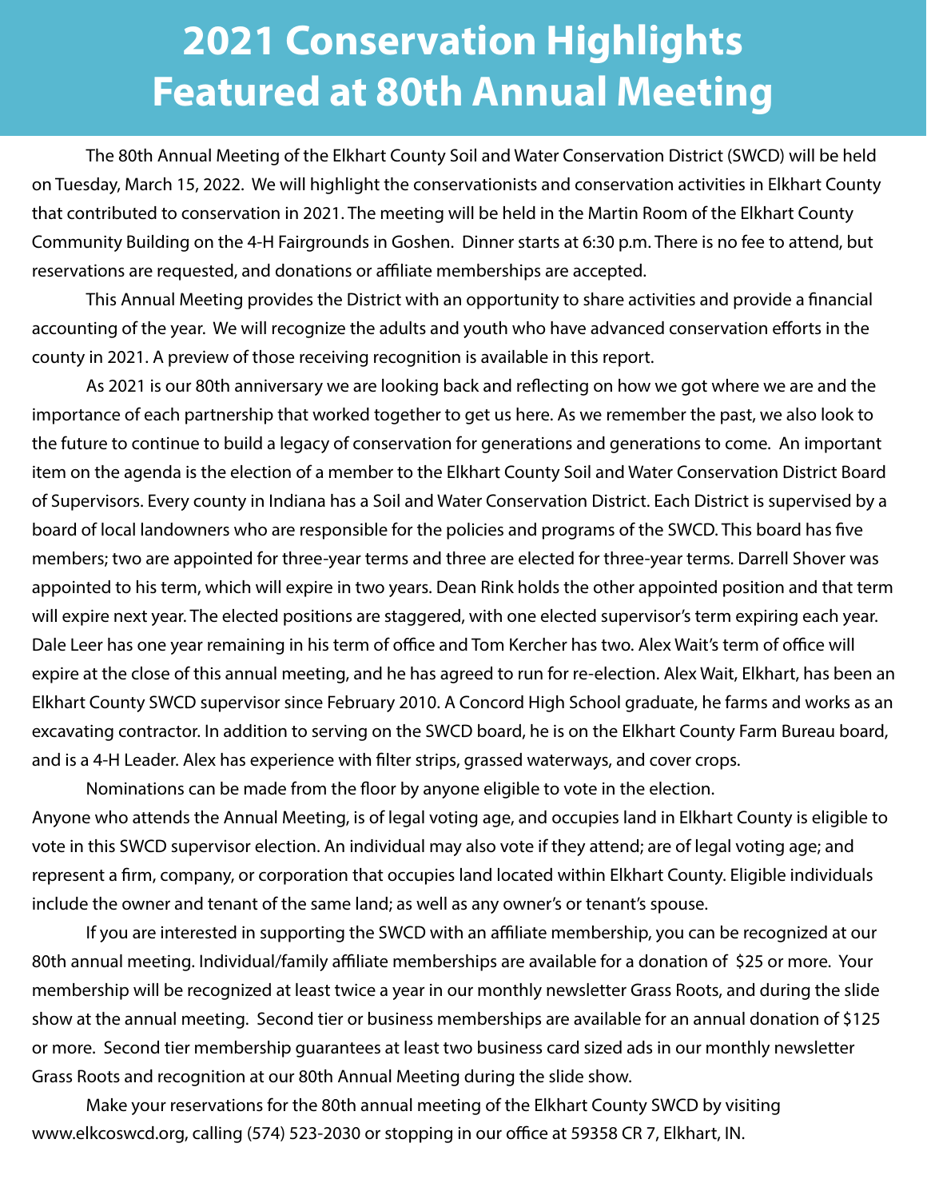# 2021 Conservation Highlights Featured at 80th Annual Meeting

The 80th Annual Meeting of the Elkhart County Soil and Water Conservation District (SWCD) will be held on Tuesday, March 15, 2022. We will highlight the conservationists and conservation activities in Elkhart County that contributed to conservation in 2021. The meeting will be held in the Martin Room of the Elkhart County Community Building on the 4-H Fairgrounds in Goshen. Dinner starts at 6:30 p.m. There is no fee to attend, but reservations are requested, and donations or affiliate memberships are accepted.

This Annual Meeting provides the District with an opportunity to share activities and provide a financial accounting of the year. We will recognize the adults and youth who have advanced conservation efforts in the county in 2021. A preview of those receiving recognition is available in this report.

As 2021 is our 80th anniversary we are looking back and reflecting on how we got where we are and the importance of each partnership that worked together to get us here. As we remember the past, we also look to the future to continue to build a legacy of conservation for generations and generations to come. An important item on the agenda is the election of a member to the Elkhart County Soil and Water Conservation District Board of Supervisors. Every county in Indiana has a Soil and Water Conservation District. Each District is supervised by a board of local landowners who are responsible for the policies and programs of the SWCD. This board has five members; two are appointed for three-year terms and three are elected for three-year terms. Darrell Shover was appointed to his term, which will expire in two years. Dean Rink holds the other appointed position and that term will expire next year. The elected positions are staggered, with one elected supervisor's term expiring each year. Dale Leer has one year remaining in his term of office and Tom Kercher has two. Alex Wait's term of office will expire at the close of this annual meeting, and he has agreed to run for re-election. Alex Wait, Elkhart, has been an Elkhart County SWCD supervisor since February 2010. A Concord High School graduate, he farms and works as an excavating contractor. In addition to serving on the SWCD board, he is on the Elkhart County Farm Bureau board, and is a 4-H Leader. Alex has experience with filter strips, grassed waterways, and cover crops.

Nominations can be made from the floor by anyone eligible to vote in the election.
Anyone who attends the Annual Meeting, is of legal voting age, and occupies land in Elkhart County is eligible to vote in this SWCD supervisor election. An individual may also vote if they attend; are of legal voting age; and represent a firm, company, or corporation that occupies land located within Elkhart County. Eligible individuals include the owner and tenant of the same land; as well as any owner's or tenant's spouse.

If you are interested in supporting the SWCD with an affiliate membership, you can be recognized at our 80th annual meeting. Individual/family affiliate memberships are available for a donation of $25 or more. Your membership will be recognized at least twice a year in our monthly newsletter Grass Roots, and during the slide show at the annual meeting. Second tier or business memberships are available for an annual donation of $125 or more. Second tier membership guarantees at least two business card sized ads in our monthly newsletter Grass Roots and recognition at our 80th Annual Meeting during the slide show.

Make your reservations for the 80th annual meeting of the Elkhart County SWCD by visiting www.elkcoswcd.org, calling (574) 523-2030 or stopping in our office at 59358 CR 7, Elkhart, IN.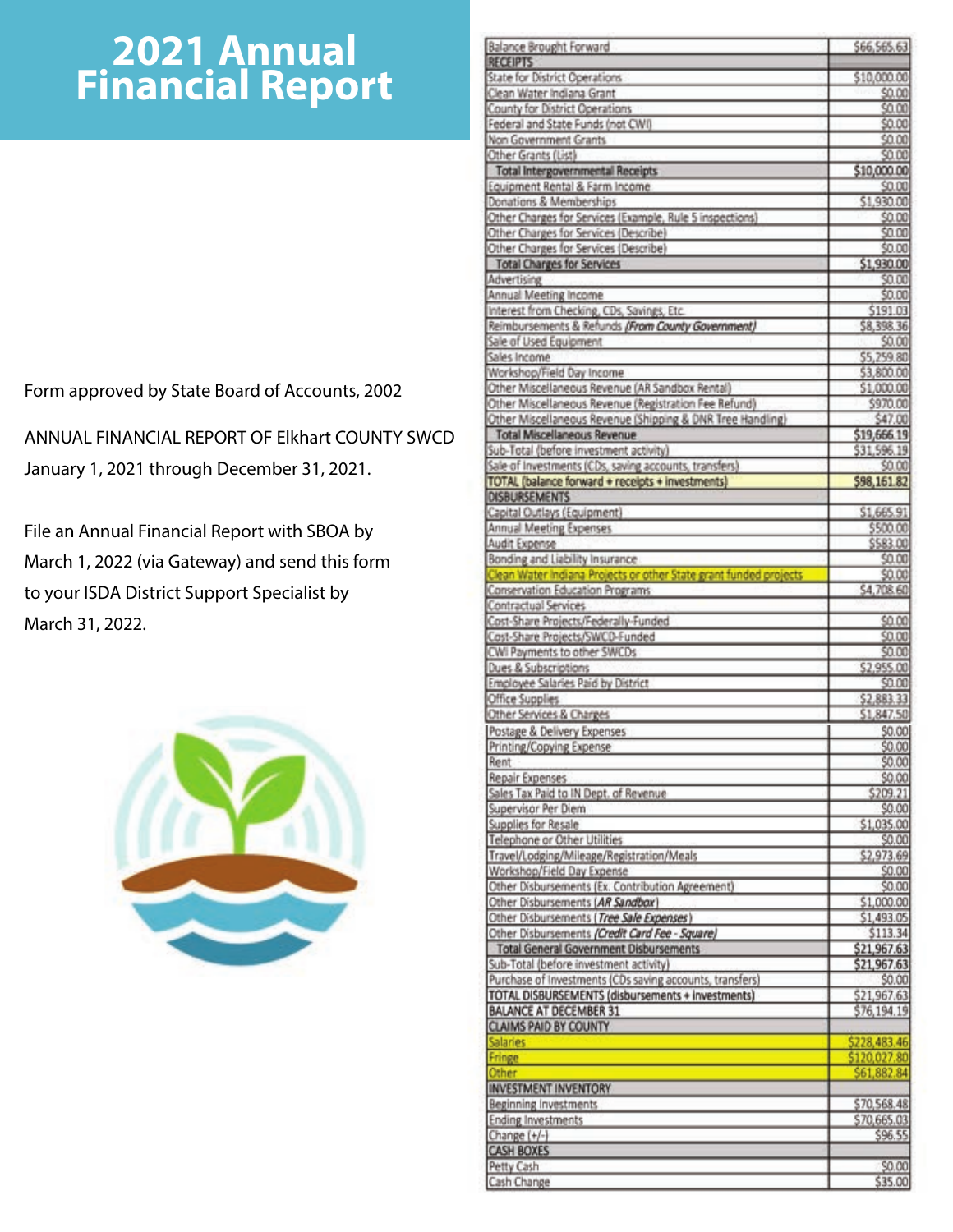# 2021 Annual Financial Report

Form approved by State Board of Accounts, 2002

ANNUAL FINANCIAL REPORT OF Elkhart COUNTY SWCD
January 1, 2021 through December 31, 2021.

File an Annual Financial Report with SBOA by March 1, 2022 (via Gateway) and send this form to your ISDA District Support Specialist by March 31, 2022.

| Balance Brought Forward | $66,565.63 |
|---|---|
| **RECEIPTS** | |
| State for District Operations | $10,000.00 |
| Clean Water Indiana Grant | $0.00 |
| County for District Operations | $0.00 |
| Federal and State Funds (not CWI) | $0.00 |
| Non Government Grants | $0.00 |
| Other Grants (List) | $0.00 |
| **Total Intergovernmental Receipts** | **$10,000.00** |
| Equipment Rental & Farm Income | $0.00 |
| Donations & Memberships | $1,930.00 |
| Other Charges for Services (Example, Rule 5 inspections) | $0.00 |
| Other Charges for Services (Describe) | $0.00 |
| Other Charges for Services (Describe) | $0.00 |
| **Total Charges for Services** | **$1,930.00** |
| Advertising | $0.00 |
| Annual Meeting Income | $0.00 |
| Interest from Checking, CDs, Savings, Etc. | $191.03 |
| Reimbursements & Refunds *(From County Government)* | $8,398.36 |
| Sale of Used Equipment | $0.00 |
| Sales Income | $5,259.80 |
| Workshop/Field Day Income | $3,800.00 |
| Other Miscellaneous Revenue (AR Sandbox Rental) | $1,000.00 |
| Other Miscellaneous Revenue (Registration Fee Refund) | $970.00 |
| Other Miscellaneous Revenue (Shipping & DNR Tree Handling) | $47.00 |
| **Total Miscellaneous Revenue** | **$19,666.19** |
| Sub-Total (before investment activity) | $31,596.19 |
| Sale of Investments (CDs, saving accounts, transfers) | $0.00 |
| **TOTAL (balance forward + receipts + investments)** | **$98,161.82** |
| **DISBURSEMENTS** | |
| Capital Outlays (Equipment) | $1,665.91 |
| Annual Meeting Expenses | $500.00 |
| Audit Expense | $583.00 |
| Bonding and Liability Insurance | $0.00 |
| Clean Water Indiana Projects or other State grant funded projects | $0.00 |
| Conservation Education Programs | $4,708.60 |
| Contractual Services | |
| Cost-Share Projects/Federally-Funded | $0.00 |
| Cost-Share Projects/SWCD-Funded | $0.00 |
| CWI Payments to other SWCDs | $0.00 |
| Dues & Subscriptions | $2,955.00 |
| Employee Salaries Paid by District | $0.00 |
| Office Supplies | $2,883.33 |
| Other Services & Charges | $1,847.50 |
| Postage & Delivery Expenses | $0.00 |
| Printing/Copying Expense | $0.00 |
| Rent | $0.00 |
| Repair Expenses | $0.00 |
| Sales Tax Paid to IN Dept. of Revenue | $209.21 |
| Supervisor Per Diem | $0.00 |
| Supplies for Resale | $1,035.00 |
| Telephone or Other Utilities | $0.00 |
| Travel/Lodging/Mileage/Registration/Meals | $2,973.69 |
| Workshop/Field Day Expense | $0.00 |
| Other Disbursements (Ex. Contribution Agreement) | $0.00 |
| Other Disbursements *(AR Sandbox)* | $1,000.00 |
| Other Disbursements *(Tree Sale Expenses)* | $1,493.05 |
| Other Disbursements *(Credit Card Fee - Square)* | $113.34 |
| **Total General Government Disbursements** | **$21,967.63** |
| Sub-Total (before investment activity) | $21,967.63 |
| Purchase of Investments (CDs saving accounts, transfers) | $0.00 |
| **TOTAL DISBURSEMENTS (disbursements + investments)** | $21,967.63 |
| **BALANCE AT DECEMBER 31** | $76,194.19 |
| **CLAIMS PAID BY COUNTY** | |
| Salaries | $228,483.46 |
| Fringe | $120,027.80 |
| Other | $61,882.84 |
| **INVESTMENT INVENTORY** | |
| Beginning Investments | $70,568.48 |
| Ending Investments | $70,665.03 |
| Change (+/-) | $96.55 |
| **CASH BOXES** | |
| Petty Cash | $0.00 |
| Cash Change | $35.00 |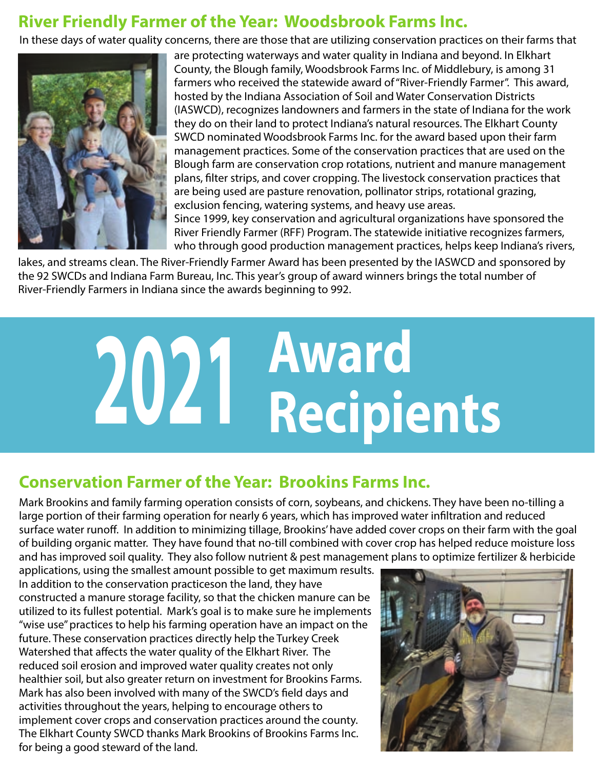## River Friendly Farmer of the Year: Woodsbrook Farms Inc.

In these days of water quality concerns, there are those that are utilizing conservation practices on their farms that are protecting waterways and water quality in Indiana and beyond. In Elkhart County, the Blough family, Woodsbrook Farms Inc. of Middlebury, is among 31 farmers who received the statewide award of "River-Friendly Farmer". This award, hosted by the Indiana Association of Soil and Water Conservation Districts (IASWCD), recognizes landowners and farmers in the state of Indiana for the work they do on their land to protect Indiana's natural resources. The Elkhart County SWCD nominated Woodsbrook Farms Inc. for the award based upon their farm management practices. Some of the conservation practices that are used on the Blough farm are conservation crop rotations, nutrient and manure management plans, filter strips, and cover cropping. The livestock conservation practices that are being used are pasture renovation, pollinator strips, rotational grazing, exclusion fencing, watering systems, and heavy use areas.

Since 1999, key conservation and agricultural organizations have sponsored the River Friendly Farmer (RFF) Program. The statewide initiative recognizes farmers, who through good production management practices, helps keep Indiana's rivers, lakes, and streams clean. The River-Friendly Farmer Award has been presented by the IASWCD and sponsored by the 92 SWCDs and Indiana Farm Bureau, Inc. This year's group of award winners brings the total number of River-Friendly Farmers in Indiana since the awards beginning to 992.

# 2021 Award Recipients

## Conservation Farmer of the Year: Brookins Farms Inc.

Mark Brookins and family farming operation consists of corn, soybeans, and chickens. They have been no-tilling a large portion of their farming operation for nearly 6 years, which has improved water infiltration and reduced surface water runoff. In addition to minimizing tillage, Brookins' have added cover crops on their farm with the goal of building organic matter. They have found that no-till combined with cover crop has helped reduce moisture loss and has improved soil quality. They also follow nutrient & pest management plans to optimize fertilizer & herbicide applications, using the smallest amount possible to get maximum results. In addition to the conservation practiceson the land, they have constructed a manure storage facility, so that the chicken manure can be utilized to its fullest potential. Mark's goal is to make sure he implements "wise use" practices to help his farming operation have an impact on the future. These conservation practices directly help the Turkey Creek Watershed that affects the water quality of the Elkhart River. The reduced soil erosion and improved water quality creates not only healthier soil, but also greater return on investment for Brookins Farms. Mark has also been involved with many of the SWCD's field days and activities throughout the years, helping to encourage others to implement cover crops and conservation practices around the county. The Elkhart County SWCD thanks Mark Brookins of Brookins Farms Inc. for being a good steward of the land.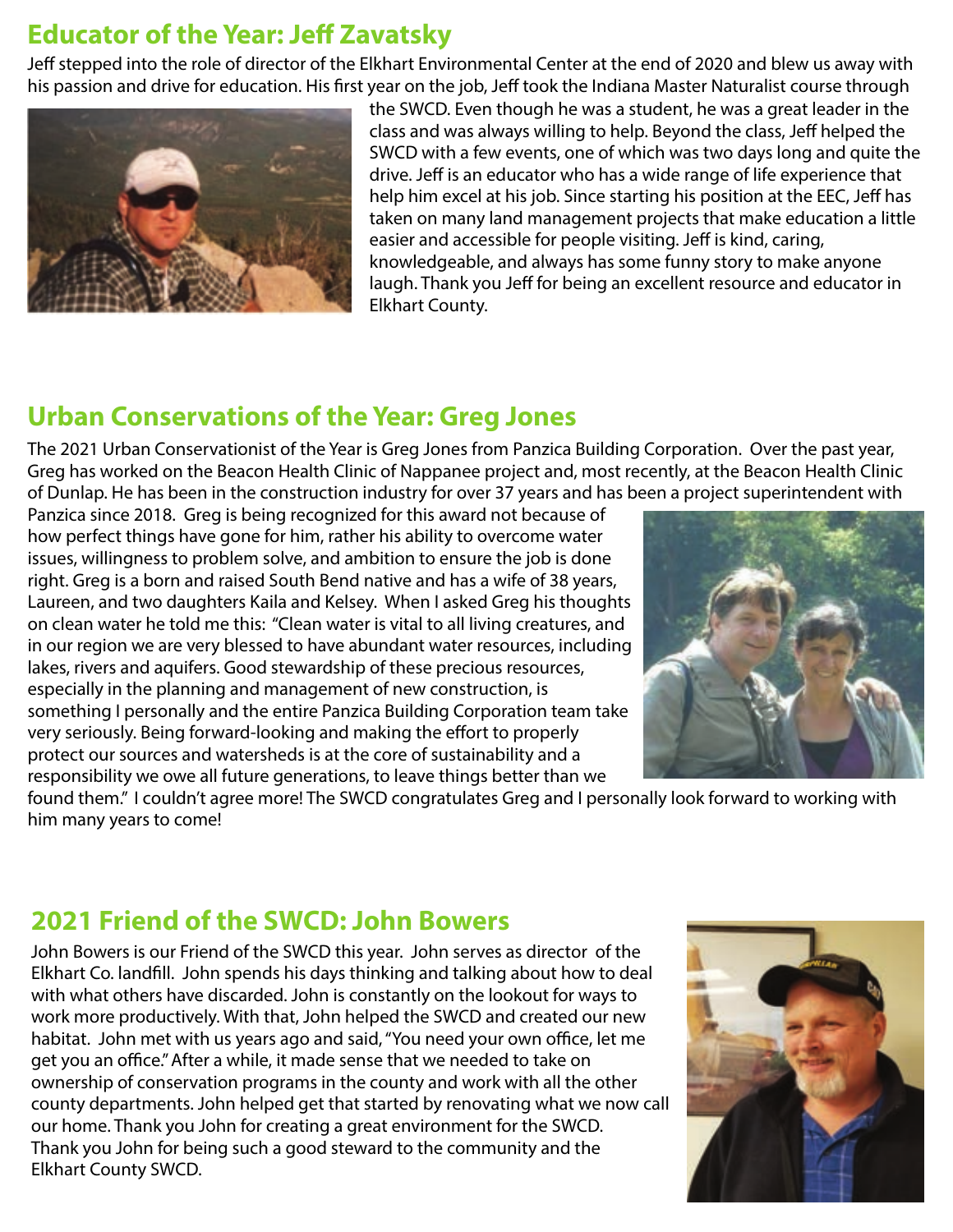## Educator of the Year: Jeff Zavatsky

Jeff stepped into the role of director of the Elkhart Environmental Center at the end of 2020 and blew us away with his passion and drive for education. His first year on the job, Jeff took the Indiana Master Naturalist course through the SWCD. Even though he was a student, he was a great leader in the class and was always willing to help. Beyond the class, Jeff helped the SWCD with a few events, one of which was two days long and quite the drive. Jeff is an educator who has a wide range of life experience that help him excel at his job. Since starting his position at the EEC, Jeff has taken on many land management projects that make education a little easier and accessible for people visiting. Jeff is kind, caring, knowledgeable, and always has some funny story to make anyone laugh. Thank you Jeff for being an excellent resource and educator in Elkhart County.

## Urban Conservations of the Year: Greg Jones

The 2021 Urban Conservationist of the Year is Greg Jones from Panzica Building Corporation. Over the past year, Greg has worked on the Beacon Health Clinic of Nappanee project and, most recently, at the Beacon Health Clinic of Dunlap. He has been in the construction industry for over 37 years and has been a project superintendent with Panzica since 2018. Greg is being recognized for this award not because of how perfect things have gone for him, rather his ability to overcome water issues, willingness to problem solve, and ambition to ensure the job is done right. Greg is a born and raised South Bend native and has a wife of 38 years, Laureen, and two daughters Kaila and Kelsey. When I asked Greg his thoughts on clean water he told me this: "Clean water is vital to all living creatures, and in our region we are very blessed to have abundant water resources, including lakes, rivers and aquifers. Good stewardship of these precious resources, especially in the planning and management of new construction, is something I personally and the entire Panzica Building Corporation team take very seriously. Being forward-looking and making the effort to properly protect our sources and watersheds is at the core of sustainability and a responsibility we owe all future generations, to leave things better than we found them." I couldn't agree more! The SWCD congratulates Greg and I personally look forward to working with him many years to come!

## 2021 Friend of the SWCD: John Bowers

John Bowers is our Friend of the SWCD this year. John serves as director of the Elkhart Co. landfill. John spends his days thinking and talking about how to deal with what others have discarded. John is constantly on the lookout for ways to work more productively. With that, John helped the SWCD and created our new habitat. John met with us years ago and said, "You need your own office, let me get you an office." After a while, it made sense that we needed to take on ownership of conservation programs in the county and work with all the other county departments. John helped get that started by renovating what we now call our home. Thank you John for creating a great environment for the SWCD. Thank you John for being such a good steward to the community and the Elkhart County SWCD.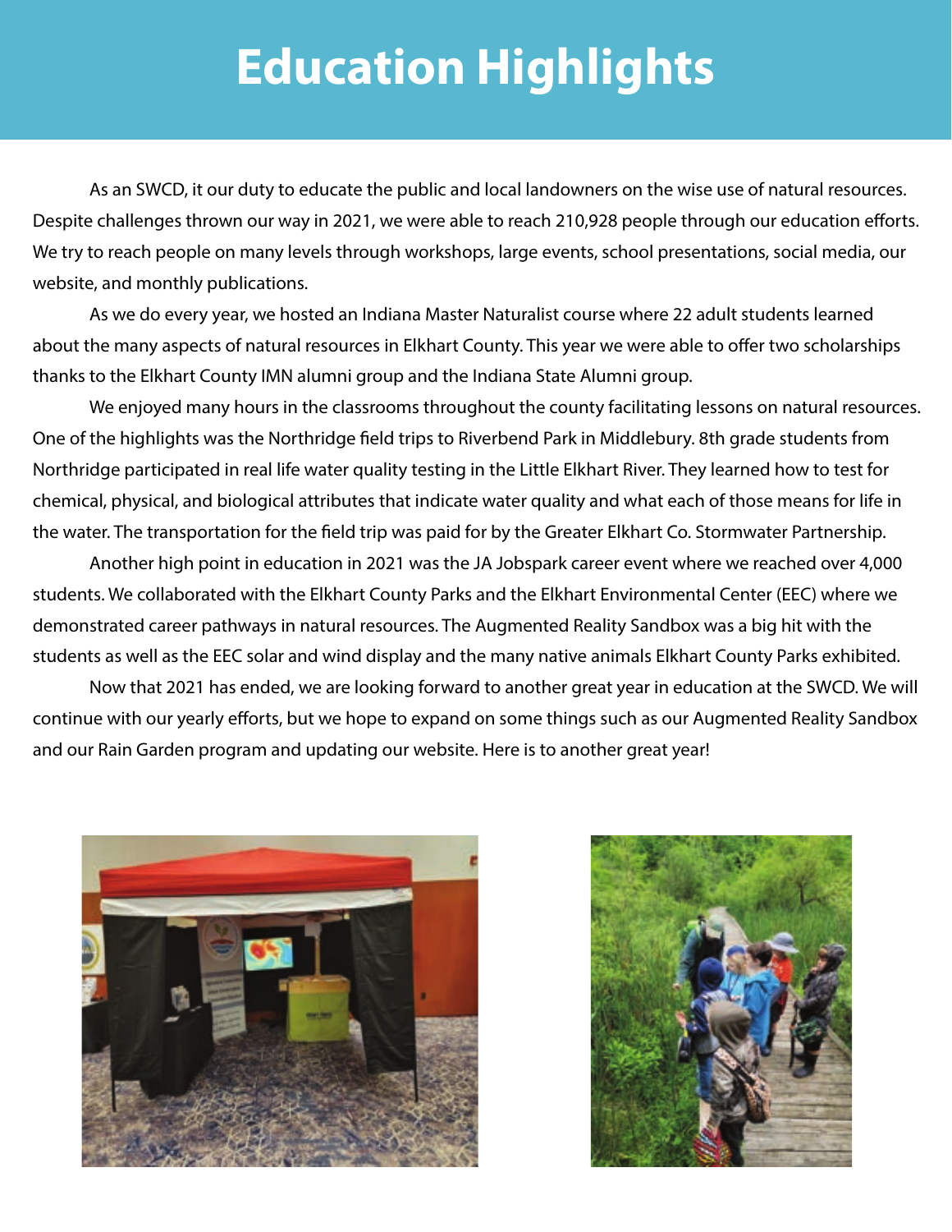# Education Highlights

As an SWCD, it our duty to educate the public and local landowners on the wise use of natural resources. Despite challenges thrown our way in 2021, we were able to reach 210,928 people through our education efforts. We try to reach people on many levels through workshops, large events, school presentations, social media, our website, and monthly publications.

As we do every year, we hosted an Indiana Master Naturalist course where 22 adult students learned about the many aspects of natural resources in Elkhart County. This year we were able to offer two scholarships thanks to the Elkhart County IMN alumni group and the Indiana State Alumni group.

We enjoyed many hours in the classrooms throughout the county facilitating lessons on natural resources. One of the highlights was the Northridge field trips to Riverbend Park in Middlebury. 8th grade students from Northridge participated in real life water quality testing in the Little Elkhart River. They learned how to test for chemical, physical, and biological attributes that indicate water quality and what each of those means for life in the water. The transportation for the field trip was paid for by the Greater Elkhart Co. Stormwater Partnership.

Another high point in education in 2021 was the JA Jobspark career event where we reached over 4,000 students. We collaborated with the Elkhart County Parks and the Elkhart Environmental Center (EEC) where we demonstrated career pathways in natural resources. The Augmented Reality Sandbox was a big hit with the students as well as the EEC solar and wind display and the many native animals Elkhart County Parks exhibited.

Now that 2021 has ended, we are looking forward to another great year in education at the SWCD. We will continue with our yearly efforts, but we hope to expand on some things such as our Augmented Reality Sandbox and our Rain Garden program and updating our website. Here is to another great year!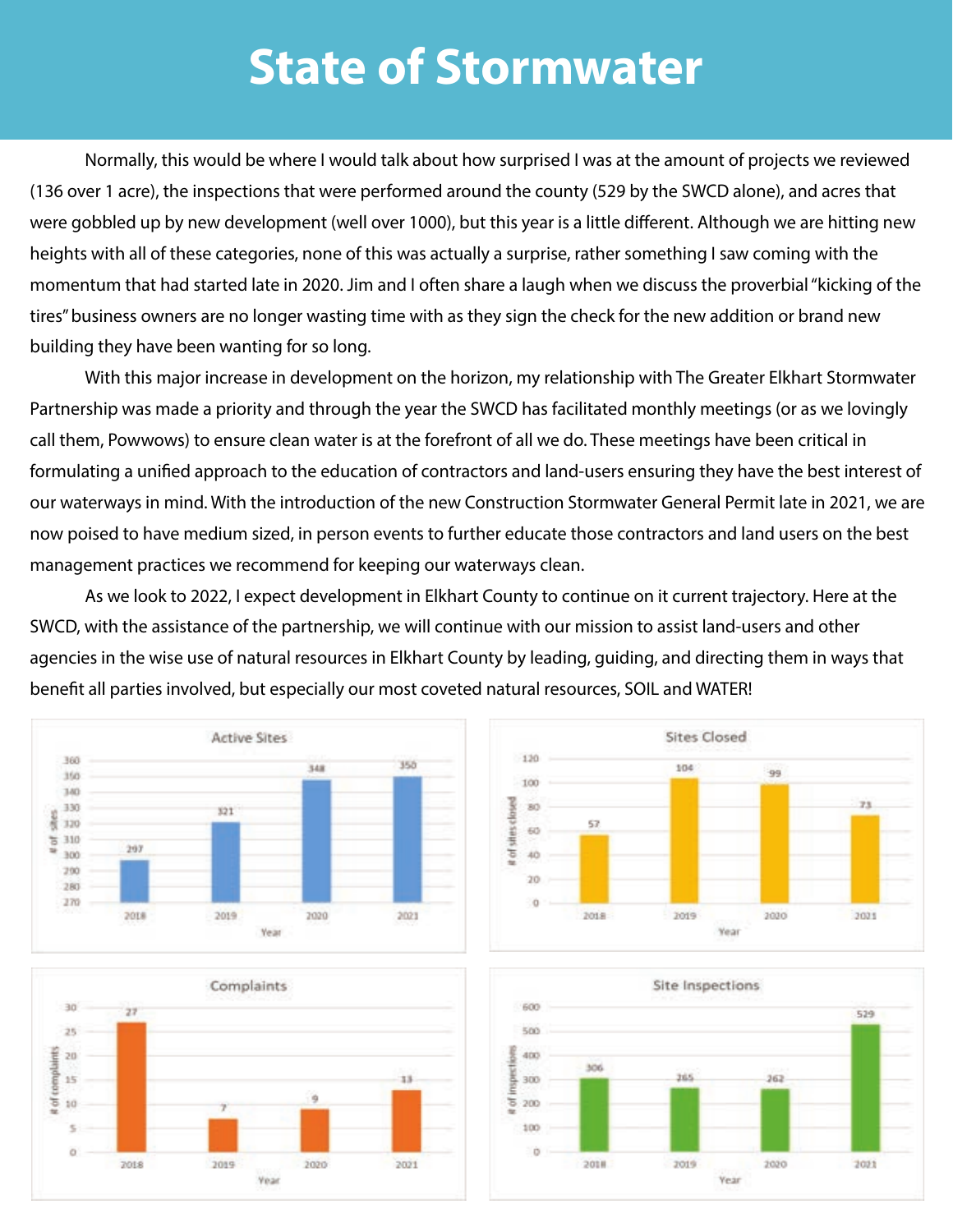# State of Stormwater

Normally, this would be where I would talk about how surprised I was at the amount of projects we reviewed (136 over 1 acre), the inspections that were performed around the county (529 by the SWCD alone), and acres that were gobbled up by new development (well over 1000), but this year is a little different. Although we are hitting new heights with all of these categories, none of this was actually a surprise, rather something I saw coming with the momentum that had started late in 2020. Jim and I often share a laugh when we discuss the proverbial "kicking of the tires" business owners are no longer wasting time with as they sign the check for the new addition or brand new building they have been wanting for so long.

With this major increase in development on the horizon, my relationship with The Greater Elkhart Stormwater Partnership was made a priority and through the year the SWCD has facilitated monthly meetings (or as we lovingly call them, Powwows) to ensure clean water is at the forefront of all we do. These meetings have been critical in formulating a unified approach to the education of contractors and land-users ensuring they have the best interest of our waterways in mind. With the introduction of the new Construction Stormwater General Permit late in 2021, we are now poised to have medium sized, in person events to further educate those contractors and land users on the best management practices we recommend for keeping our waterways clean.

As we look to 2022, I expect development in Elkhart County to continue on it current trajectory. Here at the SWCD, with the assistance of the partnership, we will continue with our mission to assist land-users and other agencies in the wise use of natural resources in Elkhart County by leading, guiding, and directing them in ways that benefit all parties involved, but especially our most coveted natural resources, SOIL and WATER!

**Active Sites**

| Year | # of sites |
|---|---|
| 2018 | 297 |
| 2019 | 321 |
| 2020 | 348 |
| 2021 | 350 |

**Sites Closed**

| Year | # of sites closed |
|---|---|
| 2018 | 57 |
| 2019 | 104 |
| 2020 | 99 |
| 2021 | 73 |

**Complaints**

| Year | # of complaints |
|---|---|
| 2018 | 27 |
| 2019 | 7 |
| 2020 | 9 |
| 2021 | 13 |

**Site Inspections**

| Year | # of inspections |
|---|---|
| 2018 | 306 |
| 2019 | 265 |
| 2020 | 262 |
| 2021 | 529 |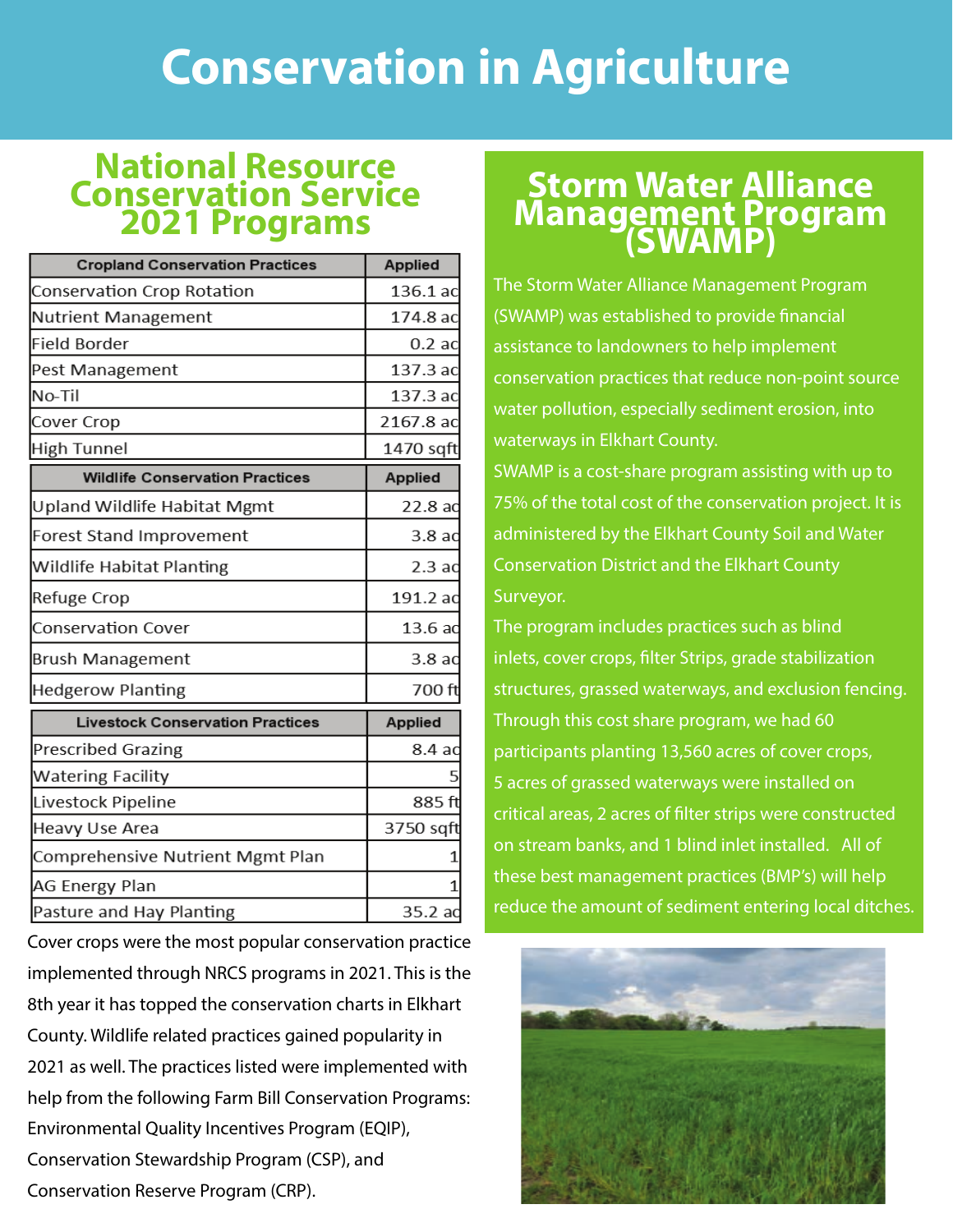# Conservation in Agriculture

## National Resource Conservation Service 2021 Programs

| Cropland Conservation Practices | Applied |
|---|---|
| Conservation Crop Rotation | 136.1 ac |
| Nutrient Management | 174.8 ac |
| Field Border | 0.2 ac |
| Pest Management | 137.3 ac |
| No-Til | 137.3 ac |
| Cover Crop | 2167.8 ac |
| High Tunnel | 1470 sqft |

| Wildlife Conservation Practices | Applied |
|---|---|
| Upland Wildlife Habitat Mgmt | 22.8 ac |
| Forest Stand Improvement | 3.8 ac |
| Wildlife Habitat Planting | 2.3 ac |
| Refuge Crop | 191.2 ac |
| Conservation Cover | 13.6 ac |
| Brush Management | 3.8 ac |
| Hedgerow Planting | 700 ft |

| Livestock Conservation Practices | Applied |
|---|---|
| Prescribed Grazing | 8.4 ac |
| Watering Facility | 5 |
| Livestock Pipeline | 885 ft |
| Heavy Use Area | 3750 sqft |
| Comprehensive Nutrient Mgmt Plan | 1 |
| AG Energy Plan | 1 |
| Pasture and Hay Planting | 35.2 ac |

Cover crops were the most popular conservation practice implemented through NRCS programs in 2021. This is the 8th year it has topped the conservation charts in Elkhart County. Wildlife related practices gained popularity in 2021 as well. The practices listed were implemented with help from the following Farm Bill Conservation Programs: Environmental Quality Incentives Program (EQIP), Conservation Stewardship Program (CSP), and Conservation Reserve Program (CRP).

## Storm Water Alliance Management Program (SWAMP)

The Storm Water Alliance Management Program (SWAMP) was established to provide financial assistance to landowners to help implement conservation practices that reduce non-point source water pollution, especially sediment erosion, into waterways in Elkhart County.

SWAMP is a cost-share program assisting with up to 75% of the total cost of the conservation project. It is administered by the Elkhart County Soil and Water Conservation District and the Elkhart County Surveyor.

The program includes practices such as blind inlets, cover crops, filter Strips, grade stabilization structures, grassed waterways, and exclusion fencing. Through this cost share program, we had 60 participants planting 13,560 acres of cover crops, 5 acres of grassed waterways were installed on critical areas, 2 acres of filter strips were constructed on stream banks, and 1 blind inlet installed. All of these best management practices (BMP's) will help reduce the amount of sediment entering local ditches.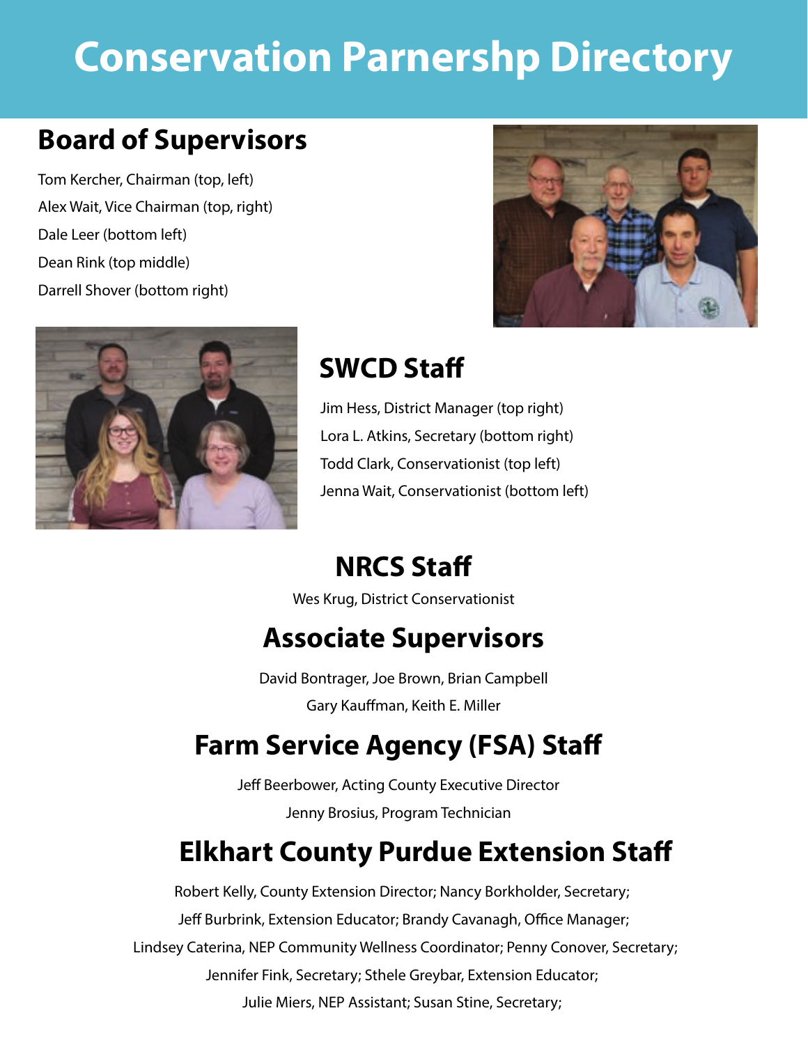# Conservation Parnershp Directory

## Board of Supervisors

Tom Kercher, Chairman (top, left)

Alex Wait, Vice Chairman (top, right)

Dale Leer (bottom left)

Dean Rink (top middle)

Darrell Shover (bottom right)

## SWCD Staff

Jim Hess, District Manager (top right)

Lora L. Atkins, Secretary (bottom right)

Todd Clark, Conservationist (top left)

Jenna Wait, Conservationist (bottom left)

## NRCS Staff

Wes Krug, District Conservationist

## Associate Supervisors

David Bontrager, Joe Brown, Brian Campbell

Gary Kauffman, Keith E. Miller

## Farm Service Agency (FSA) Staff

Jeff Beerbower, Acting County Executive Director

Jenny Brosius, Program Technician

## Elkhart County Purdue Extension Staff

Robert Kelly, County Extension Director; Nancy Borkholder, Secretary;

Jeff Burbrink, Extension Educator; Brandy Cavanagh, Office Manager;

Lindsey Caterina, NEP Community Wellness Coordinator; Penny Conover, Secretary;

Jennifer Fink, Secretary; Sthele Greybar, Extension Educator;

Julie Miers, NEP Assistant; Susan Stine, Secretary;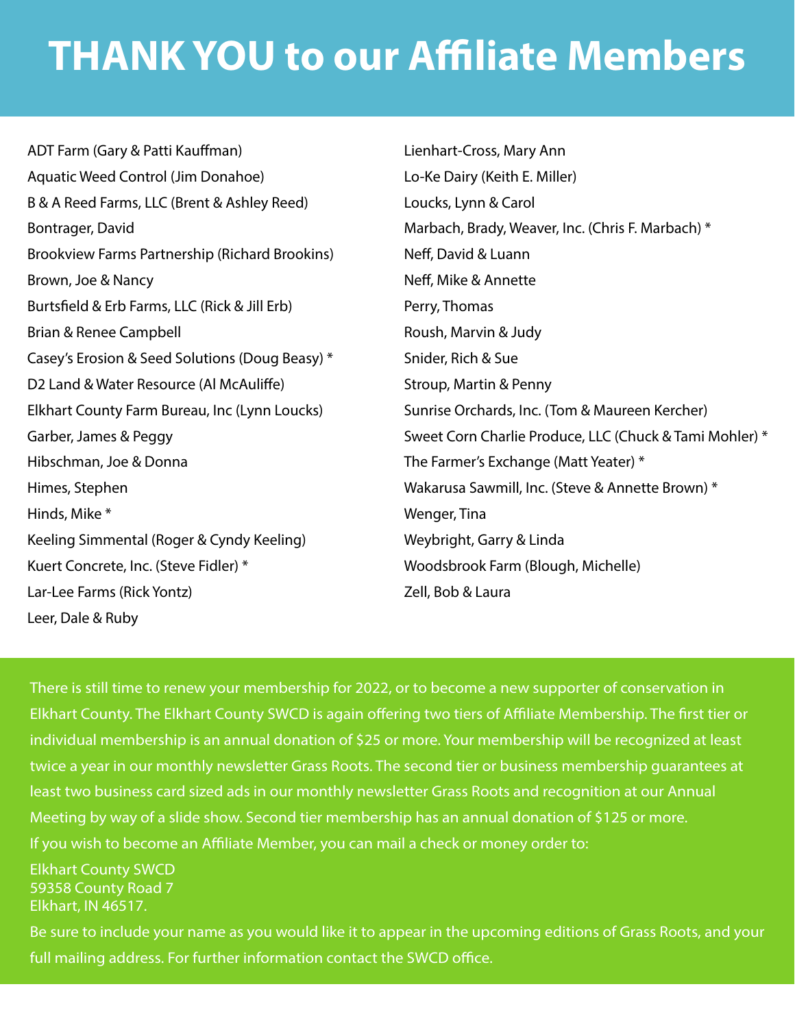# THANK YOU to our Affiliate Members

ADT Farm (Gary & Patti Kauffman)
Aquatic Weed Control (Jim Donahoe)
B & A Reed Farms, LLC (Brent & Ashley Reed)
Bontrager, David
Brookview Farms Partnership (Richard Brookins)
Brown, Joe & Nancy
Burtsfield & Erb Farms, LLC (Rick & Jill Erb)
Brian & Renee Campbell
Casey's Erosion & Seed Solutions (Doug Beasy) *
D2 Land & Water Resource (Al McAuliffe)
Elkhart County Farm Bureau, Inc (Lynn Loucks)
Garber, James & Peggy
Hibschman, Joe & Donna
Himes, Stephen
Hinds, Mike *
Keeling Simmental (Roger & Cyndy Keeling)
Kuert Concrete, Inc. (Steve Fidler) *
Lar-Lee Farms (Rick Yontz)
Leer, Dale & Ruby
Lienhart-Cross, Mary Ann
Lo-Ke Dairy (Keith E. Miller)
Loucks, Lynn & Carol
Marbach, Brady, Weaver, Inc. (Chris F. Marbach) *
Neff, David & Luann
Neff, Mike & Annette
Perry, Thomas
Roush, Marvin & Judy
Snider, Rich & Sue
Stroup, Martin & Penny
Sunrise Orchards, Inc. (Tom & Maureen Kercher)
Sweet Corn Charlie Produce, LLC (Chuck & Tami Mohler) *
The Farmer's Exchange (Matt Yeater) *
Wakarusa Sawmill, Inc. (Steve & Annette Brown) *
Wenger, Tina
Weybright, Garry & Linda
Woodsbrook Farm (Blough, Michelle)
Zell, Bob & Laura

There is still time to renew your membership for 2022, or to become a new supporter of conservation in Elkhart County. The Elkhart County SWCD is again offering two tiers of Affiliate Membership. The first tier or individual membership is an annual donation of $25 or more. Your membership will be recognized at least twice a year in our monthly newsletter Grass Roots. The second tier or business membership guarantees at least two business card sized ads in our monthly newsletter Grass Roots and recognition at our Annual Meeting by way of a slide show. Second tier membership has an annual donation of $125 or more.

If you wish to become an Affiliate Member, you can mail a check or money order to:

Elkhart County SWCD
59358 County Road 7
Elkhart, IN 46517.

Be sure to include your name as you would like it to appear in the upcoming editions of Grass Roots, and your full mailing address. For further information contact the SWCD office.